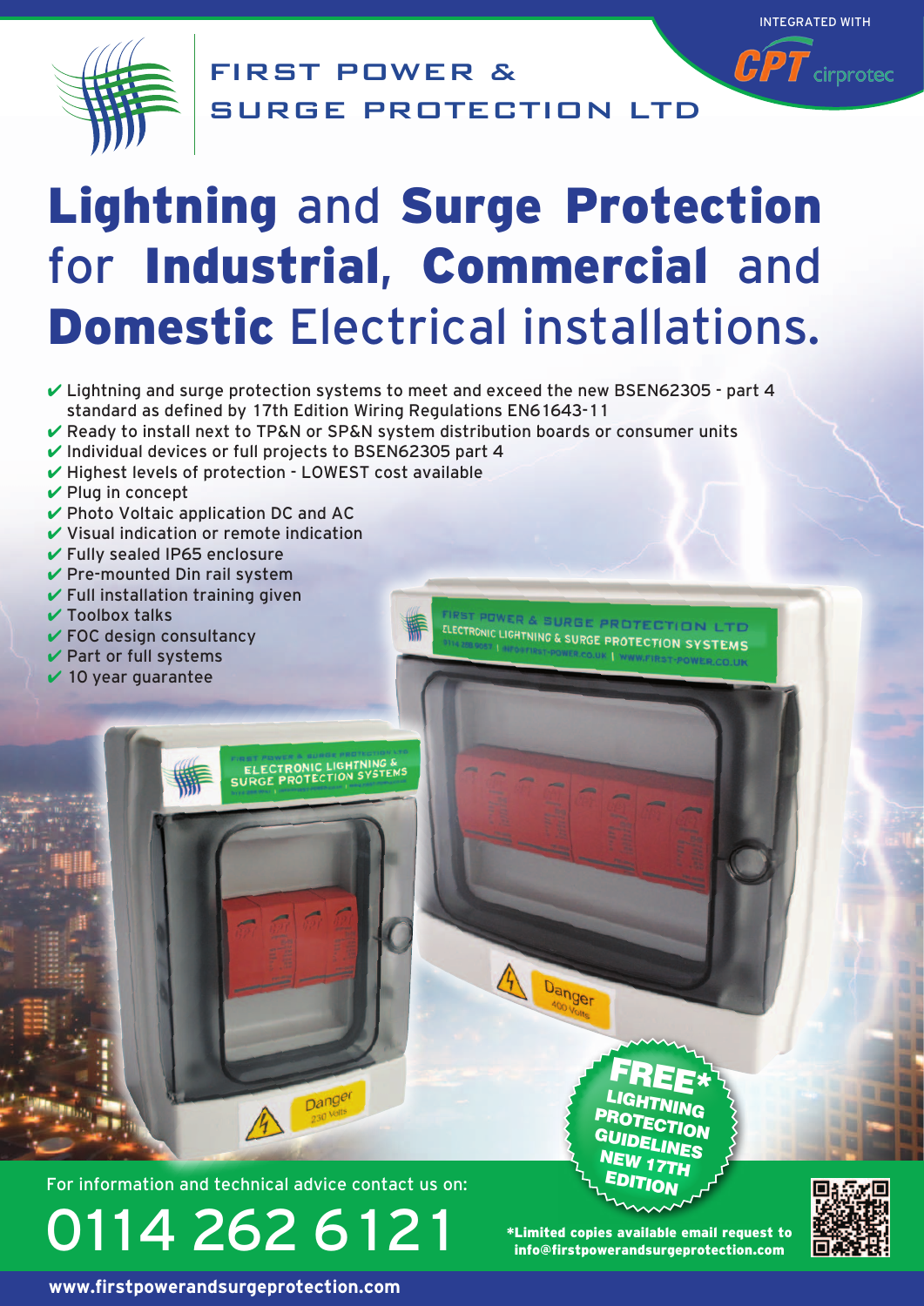FIRST POWER & SURGE PROTECTION LTD

INTEGRATED WITH CPT cirprotec

# Lightning and Surge Protection for Industrial, Commercial and Domestic Electrical installations.

- ✔ Lightning and surge protection systems to meet and exceed the new BSEN62305 - part 4 standard as defined by 17th Edition Wiring Regulations EN61643-11
- ✔ Ready to install next to TP&N or SP&N system distribution boards or consumer units
- ✔ Individual devices or full projects to BSEN62305 part 4
- ✔ Highest levels of protection - LOWEST cost available
- ✔ Plug in concept
- ✔ Photo Voltaic application DC and AC
- ✔ Visual indication or remote indication
- ✔ Fully sealed IP65 enclosure
- ✔ Pre-mounted Din rail system
- ✔ Full installation training given
- ✔ Toolbox talks
- ✔ FOC design consultancy
- ✔ Part or full systems
- ✔ 10 year guarantee

**FREE* LIGHTNING PROTECTION GUIDELINES NEW 17TH EDITION**

For information and technical advice contact us on:

# 0114 262 6121

**\*Limited copies available email request to info@firstpowerandsurgeprotection.com**

**www.firstpowerandsurgeprotection.com**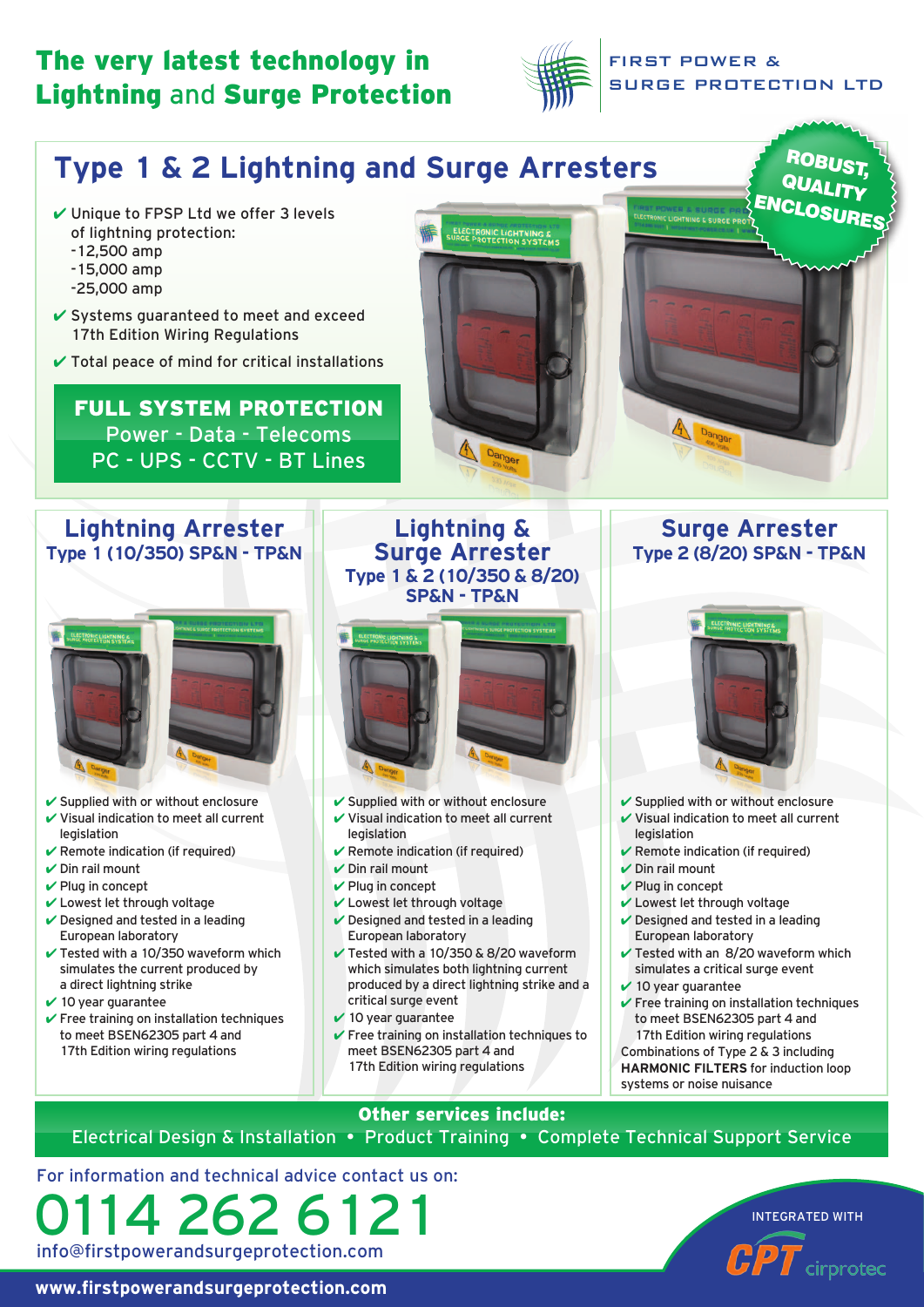**The very latest technology in Lightning and Surge Protection**

FIRST POWER & SURGE PROTECTION LTD

# Type 1 & 2 Lightning and Surge Arresters

ROBUST, QUALITY ENCLOSURES

- ✔ Unique to FPSP Ltd we offer 3 levels of lightning protection:
  - -12,500 amp
  - -15,000 amp
  - -25,000 amp
- ✔ Systems guaranteed to meet and exceed 17th Edition Wiring Regulations
- ✔ Total peace of mind for critical installations

**FULL SYSTEM PROTECTION**
Power - Data - Telecoms
PC - UPS - CCTV - BT Lines

## Lightning Arrester
### Type 1 (10/350) SP&N - TP&N

- ✔ Supplied with or without enclosure
- ✔ Visual indication to meet all current legislation
- ✔ Remote indication (if required)
- ✔ Din rail mount
- ✔ Plug in concept
- ✔ Lowest let through voltage
- ✔ Designed and tested in a leading European laboratory
- ✔ Tested with a 10/350 waveform which simulates the current produced by a direct lightning strike
- ✔ 10 year guarantee
- ✔ Free training on installation techniques to meet BSEN62305 part 4 and 17th Edition wiring regulations

## Lightning & Surge Arrester
### Type 1 & 2 (10/350 & 8/20) SP&N - TP&N

- ✔ Supplied with or without enclosure
- ✔ Visual indication to meet all current legislation
- ✔ Remote indication (if required)
- ✔ Din rail mount
- ✔ Plug in concept
- ✔ Lowest let through voltage
- ✔ Designed and tested in a leading European laboratory
- ✔ Tested with a 10/350 & 8/20 waveform which simulates both lightning current produced by a direct lightning strike and a critical surge event
- ✔ 10 year guarantee
- ✔ Free training on installation techniques to meet BSEN62305 part 4 and 17th Edition wiring regulations

## Surge Arrester
### Type 2 (8/20) SP&N - TP&N

- ✔ Supplied with or without enclosure
- ✔ Visual indication to meet all current legislation
- ✔ Remote indication (if required)
- ✔ Din rail mount
- ✔ Plug in concept
- ✔ Lowest let through voltage
- ✔ Designed and tested in a leading European laboratory
- ✔ Tested with an 8/20 waveform which simulates a critical surge event
- ✔ 10 year guarantee
- ✔ Free training on installation techniques to meet BSEN62305 part 4 and 17th Edition wiring regulations

Combinations of Type 2 & 3 including **HARMONIC FILTERS** for induction loop systems or noise nuisance

**Other services include:**
Electrical Design & Installation • Product Training • Complete Technical Support Service

For information and technical advice contact us on:

# 0114 262 6121

info@firstpowerandsurgeprotection.com

INTEGRATED WITH CPT cirprotec

**www.firstpowerandsurgeprotection.com**